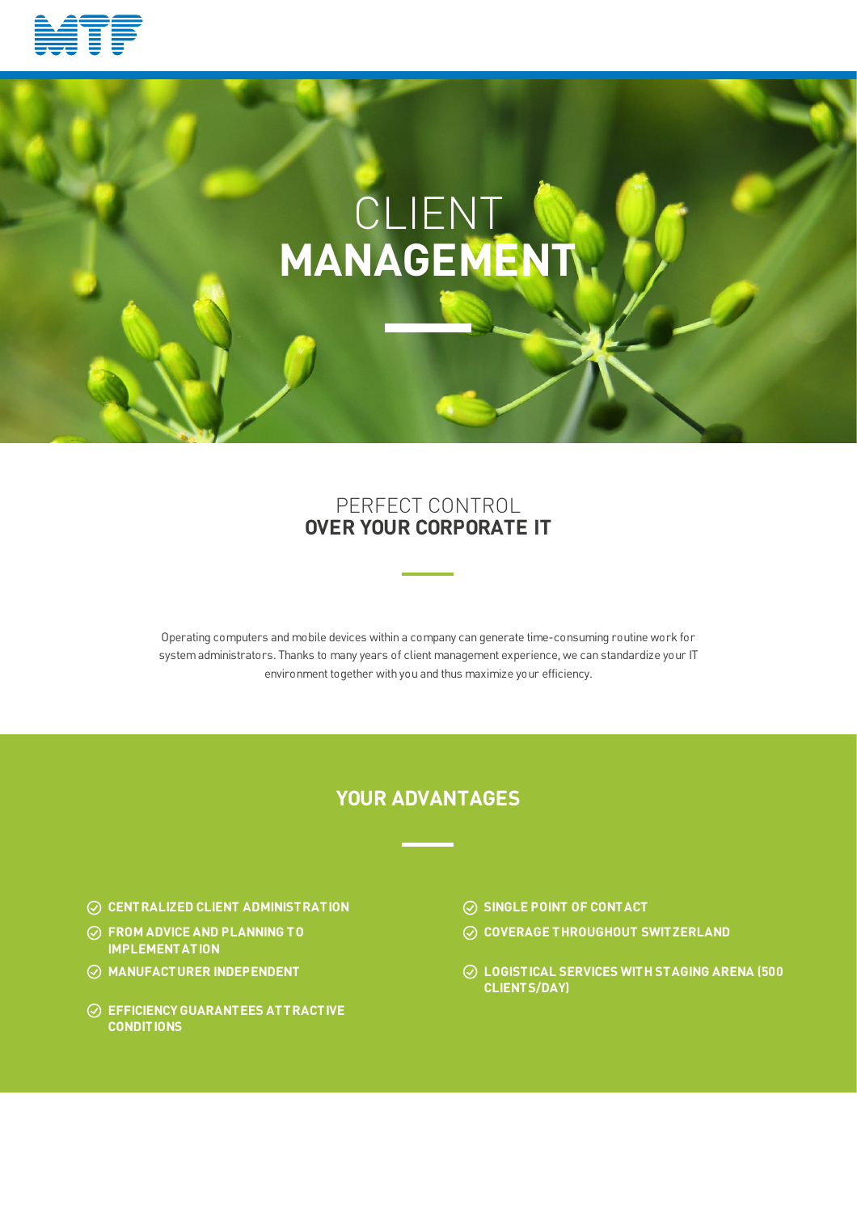# CLIENT **MANAGEMENT**

## PERFECT CONTROL **OVER YOUR CORPORATE IT**

Operating computers and mobile devices within a company can generate time-consuming routine work for system administrators. Thanks to many years of client management experience, we can standardize your IT environment together with you and thus maximize your efficiency.

## YOUR ADVANTAGES

- **CENTRALIZED CLIENT ADMINISTRATION**
- **FROM ADVICE AND PLANNING TO IMPLEMENTATION**
- **MANUFACTURER INDEPENDENT**
- **EFFICIENCY GUARANTEES ATTRACTIVE CONDITIONS**
- **SINGLE POINT OF CONTACT**
- **COVERAGE THROUGHOUT SWITZERLAND**
- **LOGISTICAL SERVICES WITH STAGING ARENA (500 CLIENTS/DAY)**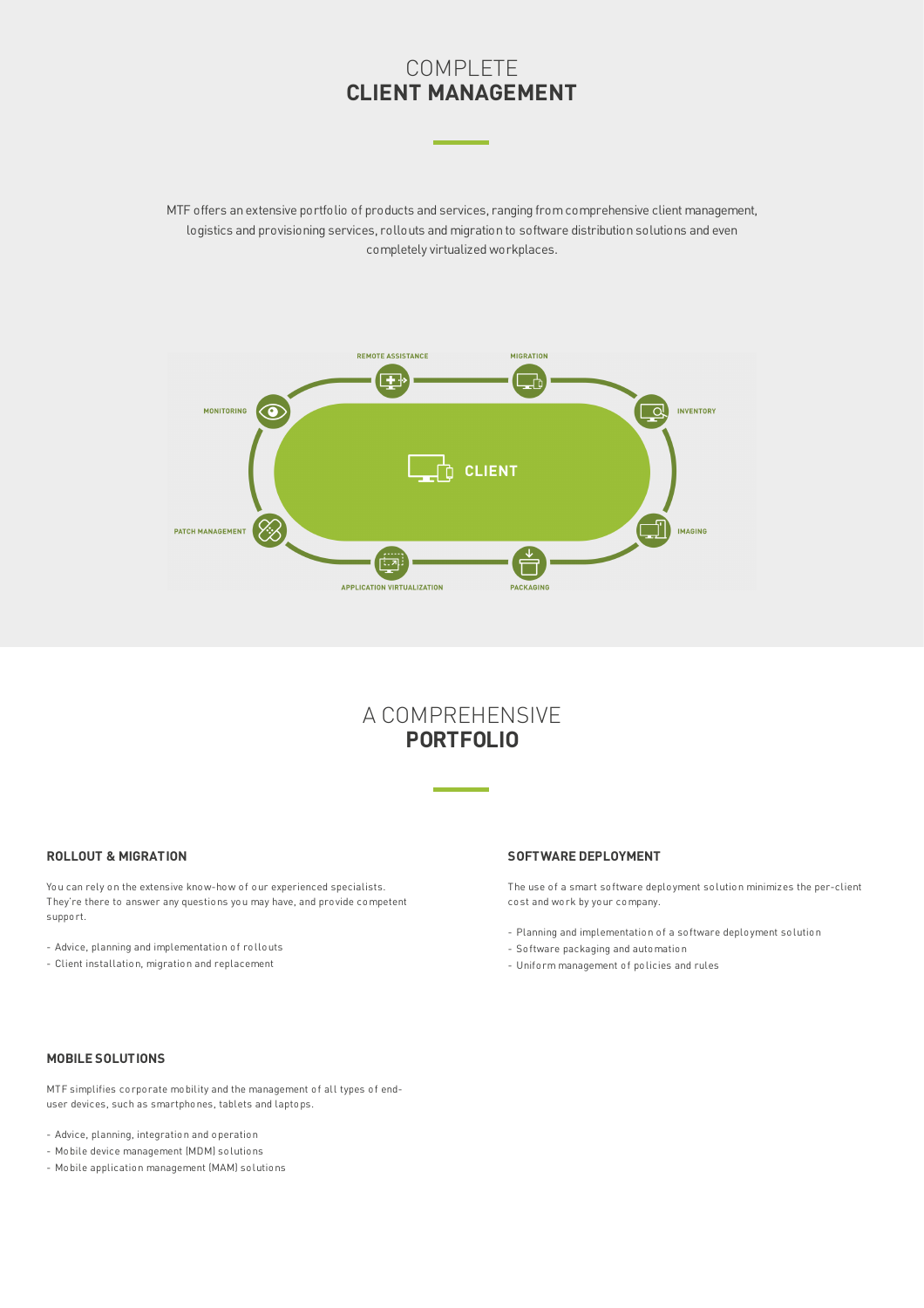# COMPLETE **CLIENT MANAGEMENT**

MTF offers an extensive portfolio of products and services, ranging from comprehensive client management, logistics and provisioning services, rollouts and migration to software distribution solutions and even completely virtualized workplaces.

REMOTE ASSISTANCE
MIGRATION
MONITORING
INVENTORY
CLIENT
PATCH MANAGEMENT
IMAGING
APPLICATION VIRTUALIZATION
PACKAGING

# A COMPREHENSIVE **PORTFOLIO**

### ROLLOUT & MIGRATION

You can rely on the extensive know-how of our experienced specialists. They're there to answer any questions you may have, and provide competent support.

- Advice, planning and implementation of rollouts
- Client installation, migration and replacement

### SOFTWARE DEPLOYMENT

The use of a smart software deployment solution minimizes the per-client cost and work by your company.

- Planning and implementation of a software deployment solution
- Software packaging and automation
- Uniform management of policies and rules

### MOBILE SOLUTIONS

MTF simplifies corporate mobility and the management of all types of end-user devices, such as smartphones, tablets and laptops.

- Advice, planning, integration and operation
- Mobile device management (MDM) solutions
- Mobile application management (MAM) solutions